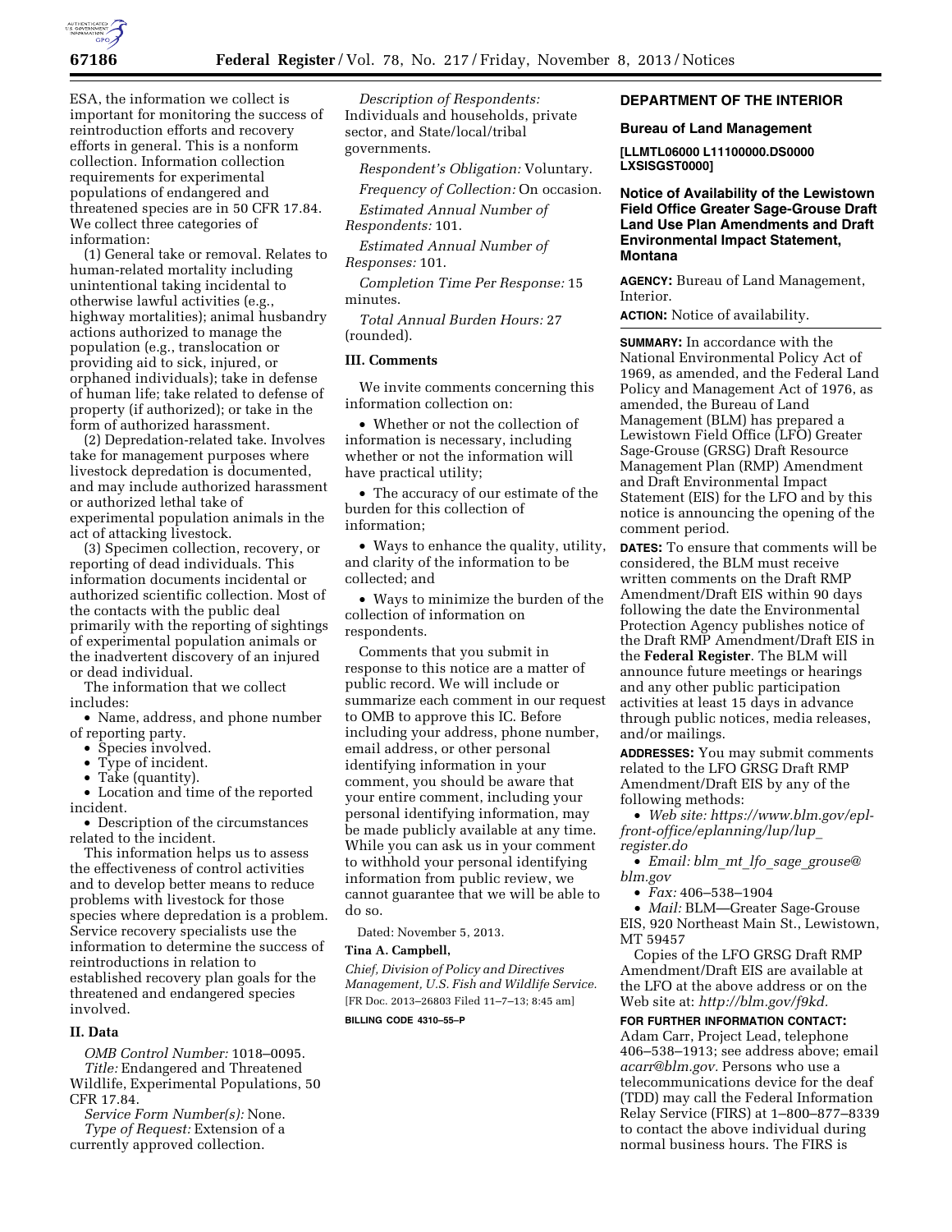ESA, the information we collect is important for monitoring the success of reintroduction efforts and recovery efforts in general. This is a nonform collection. Information collection requirements for experimental populations of endangered and threatened species are in 50 CFR 17.84. We collect three categories of information:

(1) General take or removal. Relates to human-related mortality including unintentional taking incidental to otherwise lawful activities (e.g., highway mortalities); animal husbandry actions authorized to manage the population (e.g., translocation or providing aid to sick, injured, or orphaned individuals); take in defense of human life; take related to defense of property (if authorized); or take in the form of authorized harassment.

(2) Depredation-related take. Involves take for management purposes where livestock depredation is documented, and may include authorized harassment or authorized lethal take of experimental population animals in the act of attacking livestock.

(3) Specimen collection, recovery, or reporting of dead individuals. This information documents incidental or authorized scientific collection. Most of the contacts with the public deal primarily with the reporting of sightings of experimental population animals or the inadvertent discovery of an injured or dead individual.

The information that we collect includes:

- Name, address, and phone number of reporting party.
- Species involved.
- Type of incident.
- Take (quantity).
- Location and time of the reported incident.
- Description of the circumstances related to the incident.

This information helps us to assess the effectiveness of control activities and to develop better means to reduce problems with livestock for those species where depredation is a problem. Service recovery specialists use the information to determine the success of reintroductions in relation to established recovery plan goals for the threatened and endangered species involved.

## II. Data

*OMB Control Number:* 1018–0095.

*Title:* Endangered and Threatened Wildlife, Experimental Populations, 50 CFR 17.84.

*Service Form Number(s):* None.

*Type of Request:* Extension of a currently approved collection.

*Description of Respondents:* Individuals and households, private sector, and State/local/tribal governments.

*Respondent's Obligation:* Voluntary.

*Frequency of Collection:* On occasion.

*Estimated Annual Number of Respondents:* 101.

*Estimated Annual Number of Responses:* 101.

*Completion Time Per Response:* 15 minutes.

*Total Annual Burden Hours:* 27 (rounded).

## III. Comments

We invite comments concerning this information collection on:

- Whether or not the collection of information is necessary, including whether or not the information will have practical utility;
- The accuracy of our estimate of the burden for this collection of information;
- Ways to enhance the quality, utility, and clarity of the information to be collected; and
- Ways to minimize the burden of the collection of information on respondents.

Comments that you submit in response to this notice are a matter of public record. We will include or summarize each comment in our request to OMB to approve this IC. Before including your address, phone number, email address, or other personal identifying information in your comment, you should be aware that your entire comment, including your personal identifying information, may be made publicly available at any time. While you can ask us in your comment to withhold your personal identifying information from public review, we cannot guarantee that we will be able to do so.

Dated: November 5, 2013.

**Tina A. Campbell,**

*Chief, Division of Policy and Directives Management, U.S. Fish and Wildlife Service.*

[FR Doc. 2013–26803 Filed 11–7–13; 8:45 am]

**BILLING CODE 4310–55–P**

# DEPARTMENT OF THE INTERIOR

## Bureau of Land Management

**[LLMTL06000 L11100000.DS0000 LXSISGST0000]**

## Notice of Availability of the Lewistown Field Office Greater Sage-Grouse Draft Land Use Plan Amendments and Draft Environmental Impact Statement, Montana

**AGENCY:** Bureau of Land Management, Interior.

**ACTION:** Notice of availability.

**SUMMARY:** In accordance with the National Environmental Policy Act of 1969, as amended, and the Federal Land Policy and Management Act of 1976, as amended, the Bureau of Land Management (BLM) has prepared a Lewistown Field Office (LFO) Greater Sage-Grouse (GRSG) Draft Resource Management Plan (RMP) Amendment and Draft Environmental Impact Statement (EIS) for the LFO and by this notice is announcing the opening of the comment period.

**DATES:** To ensure that comments will be considered, the BLM must receive written comments on the Draft RMP Amendment/Draft EIS within 90 days following the date the Environmental Protection Agency publishes notice of the Draft RMP Amendment/Draft EIS in the **Federal Register**. The BLM will announce future meetings or hearings and any other public participation activities at least 15 days in advance through public notices, media releases, and/or mailings.

**ADDRESSES:** You may submit comments related to the LFO GRSG Draft RMP Amendment/Draft EIS by any of the following methods:

- *Web site: https://www.blm.gov/epl-front-office/eplanning/lup/lup_register.do*
- *Email: blm_mt_lfo_sage_grouse@blm.gov*
- *Fax:* 406–538–1904
- *Mail:* BLM—Greater Sage-Grouse EIS, 920 Northeast Main St., Lewistown, MT 59457

Copies of the LFO GRSG Draft RMP Amendment/Draft EIS are available at the LFO at the above address or on the Web site at: *http://blm.gov/f9kd.*

**FOR FURTHER INFORMATION CONTACT:** Adam Carr, Project Lead, telephone 406–538–1913; see address above; email *acarr@blm.gov.* Persons who use a telecommunications device for the deaf (TDD) may call the Federal Information Relay Service (FIRS) at 1–800–877–8339 to contact the above individual during normal business hours. The FIRS is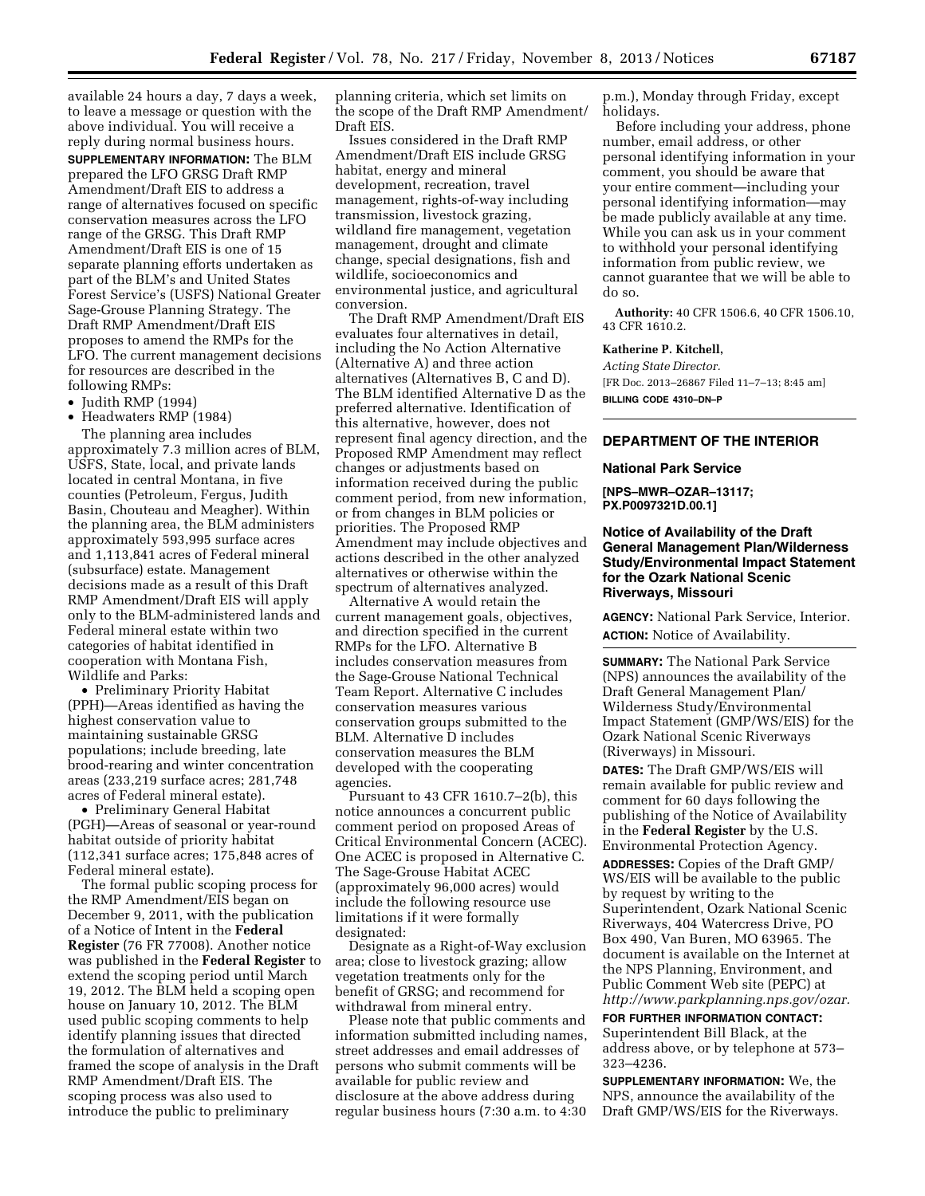available 24 hours a day, 7 days a week, to leave a message or question with the above individual. You will receive a reply during normal business hours.

**SUPPLEMENTARY INFORMATION:** The BLM prepared the LFO GRSG Draft RMP Amendment/Draft EIS to address a range of alternatives focused on specific conservation measures across the LFO range of the GRSG. This Draft RMP Amendment/Draft EIS is one of 15 separate planning efforts undertaken as part of the BLM's and United States Forest Service's (USFS) National Greater Sage-Grouse Planning Strategy. The Draft RMP Amendment/Draft EIS proposes to amend the RMPs for the LFO. The current management decisions for resources are described in the following RMPs:

- Judith RMP (1994)
- Headwaters RMP (1984)

The planning area includes approximately 7.3 million acres of BLM, USFS, State, local, and private lands located in central Montana, in five counties (Petroleum, Fergus, Judith Basin, Chouteau and Meagher). Within the planning area, the BLM administers approximately 593,995 surface acres and 1,113,841 acres of Federal mineral (subsurface) estate. Management decisions made as a result of this Draft RMP Amendment/Draft EIS will apply only to the BLM-administered lands and Federal mineral estate within two categories of habitat identified in cooperation with Montana Fish, Wildlife and Parks:

- Preliminary Priority Habitat (PPH)—Areas identified as having the highest conservation value to maintaining sustainable GRSG populations; include breeding, late brood-rearing and winter concentration areas (233,219 surface acres; 281,748 acres of Federal mineral estate).
- Preliminary General Habitat (PGH)—Areas of seasonal or year-round habitat outside of priority habitat (112,341 surface acres; 175,848 acres of Federal mineral estate).

The formal public scoping process for the RMP Amendment/EIS began on December 9, 2011, with the publication of a Notice of Intent in the **Federal Register** (76 FR 77008). Another notice was published in the **Federal Register** to extend the scoping period until March 19, 2012. The BLM held a scoping open house on January 10, 2012. The BLM used public scoping comments to help identify planning issues that directed the formulation of alternatives and framed the scope of analysis in the Draft RMP Amendment/Draft EIS. The scoping process was also used to introduce the public to preliminary planning criteria, which set limits on the scope of the Draft RMP Amendment/Draft EIS.

Issues considered in the Draft RMP Amendment/Draft EIS include GRSG habitat, energy and mineral development, recreation, travel management, rights-of-way including transmission, livestock grazing, wildland fire management, vegetation management, drought and climate change, special designations, fish and wildlife, socioeconomics and environmental justice, and agricultural conversion.

The Draft RMP Amendment/Draft EIS evaluates four alternatives in detail, including the No Action Alternative (Alternative A) and three action alternatives (Alternatives B, C and D). The BLM identified Alternative D as the preferred alternative. Identification of this alternative, however, does not represent final agency direction, and the Proposed RMP Amendment may reflect changes or adjustments based on information received during the public comment period, from new information, or from changes in BLM policies or priorities. The Proposed RMP Amendment may include objectives and actions described in the other analyzed alternatives or otherwise within the spectrum of alternatives analyzed.

Alternative A would retain the current management goals, objectives, and direction specified in the current RMPs for the LFO. Alternative B includes conservation measures from the Sage-Grouse National Technical Team Report. Alternative C includes conservation measures various conservation groups submitted to the BLM. Alternative D includes conservation measures the BLM developed with the cooperating agencies.

Pursuant to 43 CFR 1610.7–2(b), this notice announces a concurrent public comment period on proposed Areas of Critical Environmental Concern (ACEC). One ACEC is proposed in Alternative C. The Sage-Grouse Habitat ACEC (approximately 96,000 acres) would include the following resource use limitations if it were formally designated:

Designate as a Right-of-Way exclusion area; close to livestock grazing; allow vegetation treatments only for the benefit of GRSG; and recommend for withdrawal from mineral entry.

Please note that public comments and information submitted including names, street addresses and email addresses of persons who submit comments will be available for public review and disclosure at the above address during regular business hours (7:30 a.m. to 4:30 p.m.), Monday through Friday, except holidays.

Before including your address, phone number, email address, or other personal identifying information in your comment, you should be aware that your entire comment—including your personal identifying information—may be made publicly available at any time. While you can ask us in your comment to withhold your personal identifying information from public review, we cannot guarantee that we will be able to do so.

**Authority:** 40 CFR 1506.6, 40 CFR 1506.10, 43 CFR 1610.2.

**Katherine P. Kitchell,**

*Acting State Director.*

[FR Doc. 2013–26867 Filed 11–7–13; 8:45 am]

**BILLING CODE 4310–DN–P**

---

## DEPARTMENT OF THE INTERIOR

### National Park Service

**[NPS–MWR–OZAR–13117; PX.P0097321D.00.1]**

### Notice of Availability of the Draft General Management Plan/Wilderness Study/Environmental Impact Statement for the Ozark National Scenic Riverways, Missouri

**AGENCY:** National Park Service, Interior.

**ACTION:** Notice of Availability.

**SUMMARY:** The National Park Service (NPS) announces the availability of the Draft General Management Plan/Wilderness Study/Environmental Impact Statement (GMP/WS/EIS) for the Ozark National Scenic Riverways (Riverways) in Missouri.

**DATES:** The Draft GMP/WS/EIS will remain available for public review and comment for 60 days following the publishing of the Notice of Availability in the **Federal Register** by the U.S. Environmental Protection Agency.

**ADDRESSES:** Copies of the Draft GMP/WS/EIS will be available to the public by request by writing to the Superintendent, Ozark National Scenic Riverways, 404 Watercress Drive, PO Box 490, Van Buren, MO 63965. The document is available on the Internet at the NPS Planning, Environment, and Public Comment Web site (PEPC) at *http://www.parkplanning.nps.gov/ozar.*

**FOR FURTHER INFORMATION CONTACT:** Superintendent Bill Black, at the address above, or by telephone at 573–323–4236.

**SUPPLEMENTARY INFORMATION:** We, the NPS, announce the availability of the Draft GMP/WS/EIS for the Riverways.